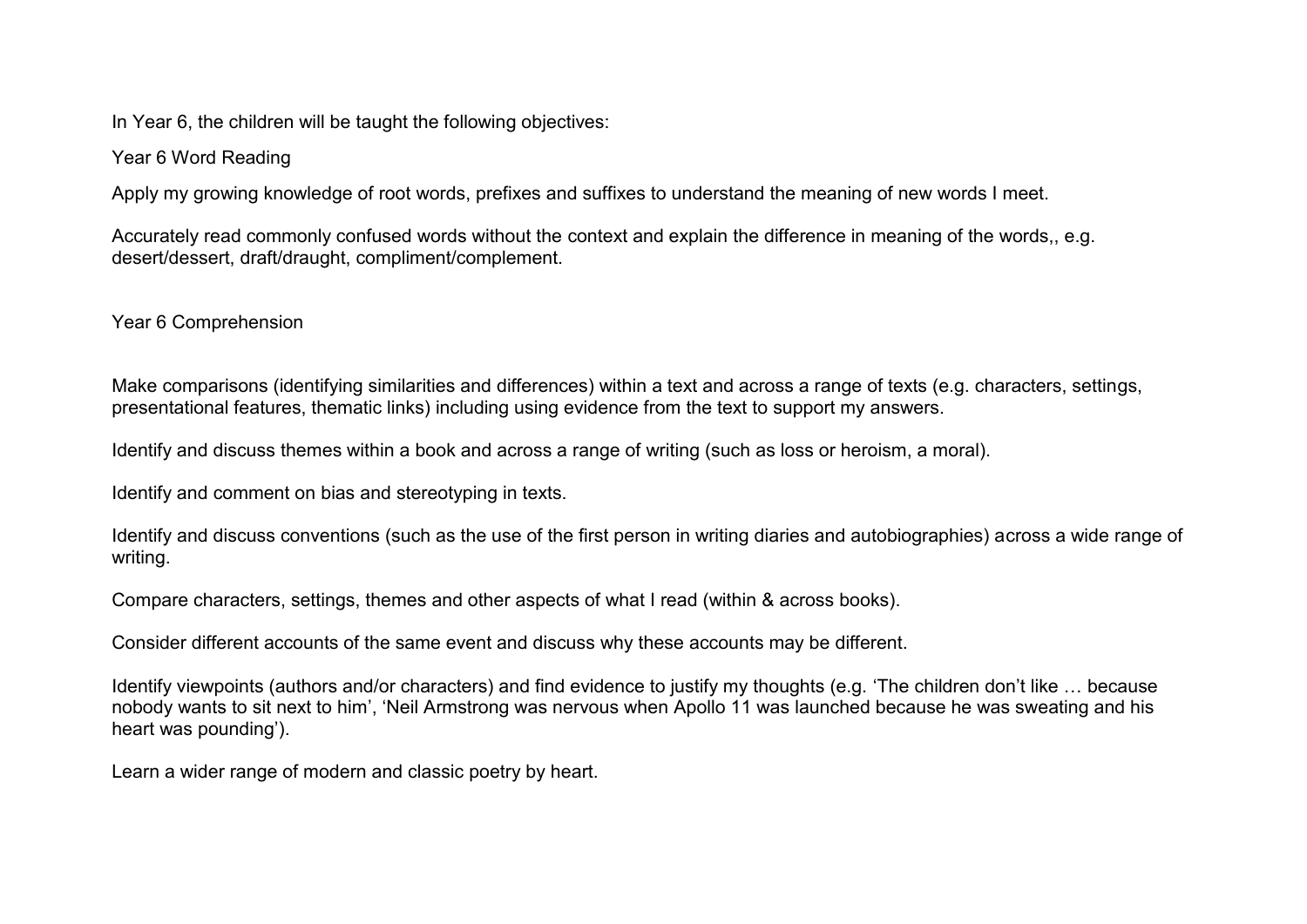In Year 6, the children will be taught the following objectives:

## Year 6 Word Reading

Apply my growing knowledge of root words, prefixes and suffixes to understand the meaning of new words I meet.

Accurately read commonly confused words without the context and explain the difference in meaning of the words,, e.g. desert/dessert, draft/draught, compliment/complement.

## Year 6 Comprehension

Make comparisons (identifying similarities and differences) within a text and across a range of texts (e.g. characters, settings, presentational features, thematic links) including using evidence from the text to support my answers.

Identify and discuss themes within a book and across a range of writing (such as loss or heroism, a moral).

Identify and comment on bias and stereotyping in texts.

Identify and discuss conventions (such as the use of the first person in writing diaries and autobiographies) across a wide range of writing.

Compare characters, settings, themes and other aspects of what I read (within & across books).

Consider different accounts of the same event and discuss why these accounts may be different.

Identify viewpoints (authors and/or characters) and find evidence to justify my thoughts (e.g. 'The children don't like … because nobody wants to sit next to him', 'Neil Armstrong was nervous when Apollo 11 was launched because he was sweating and his heart was pounding').

Learn a wider range of modern and classic poetry by heart.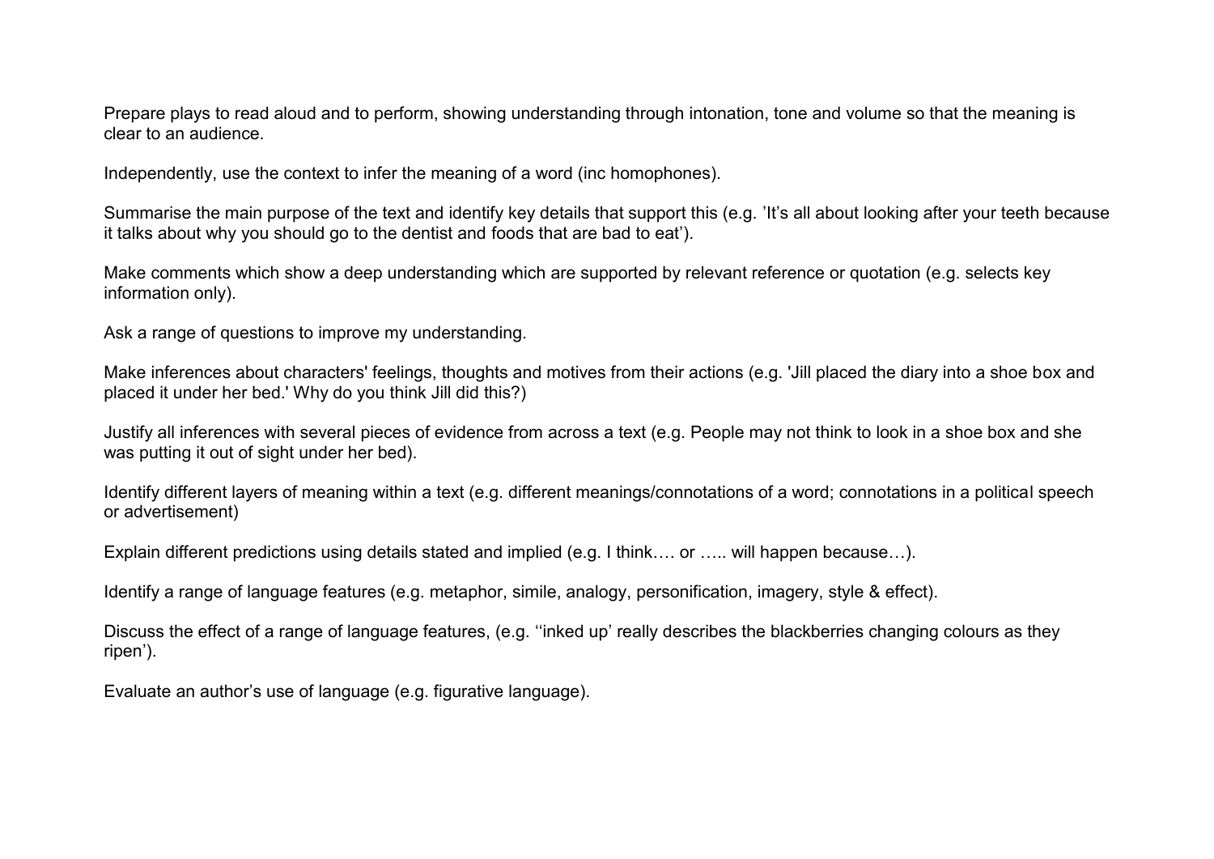Prepare plays to read aloud and to perform, showing understanding through intonation, tone and volume so that the meaning is clear to an audience.

Independently, use the context to infer the meaning of a word (inc homophones).

Summarise the main purpose of the text and identify key details that support this (e.g. 'It's all about looking after your teeth because it talks about why you should go to the dentist and foods that are bad to eat').

Make comments which show a deep understanding which are supported by relevant reference or quotation (e.g. selects key information only).

Ask a range of questions to improve my understanding.

Make inferences about characters' feelings, thoughts and motives from their actions (e.g. 'Jill placed the diary into a shoe box and placed it under her bed.' Why do you think Jill did this?)

Justify all inferences with several pieces of evidence from across a text (e.g. People may not think to look in a shoe box and she was putting it out of sight under her bed).

Identify different layers of meaning within a text (e.g. different meanings/connotations of a word; connotations in a political speech or advertisement)

Explain different predictions using details stated and implied (e.g. I think…. or ….. will happen because…).

Identify a range of language features (e.g. metaphor, simile, analogy, personification, imagery, style & effect).

Discuss the effect of a range of language features, (e.g. ''inked up' really describes the blackberries changing colours as they ripen').

Evaluate an author's use of language (e.g. figurative language).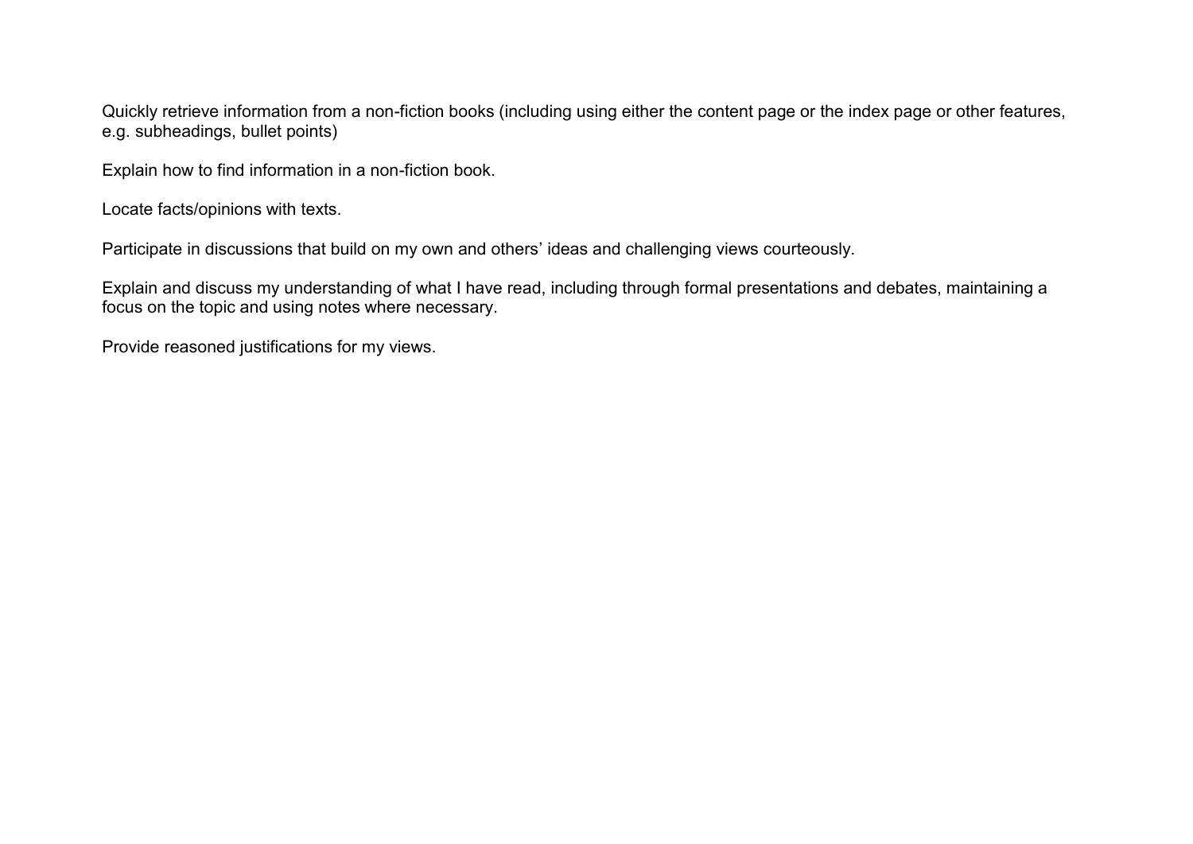Quickly retrieve information from a non-fiction books (including using either the content page or the index page or other features, e.g. subheadings, bullet points)

Explain how to find information in a non-fiction book.

Locate facts/opinions with texts.

Participate in discussions that build on my own and others' ideas and challenging views courteously.

Explain and discuss my understanding of what I have read, including through formal presentations and debates, maintaining a focus on the topic and using notes where necessary.

Provide reasoned justifications for my views.